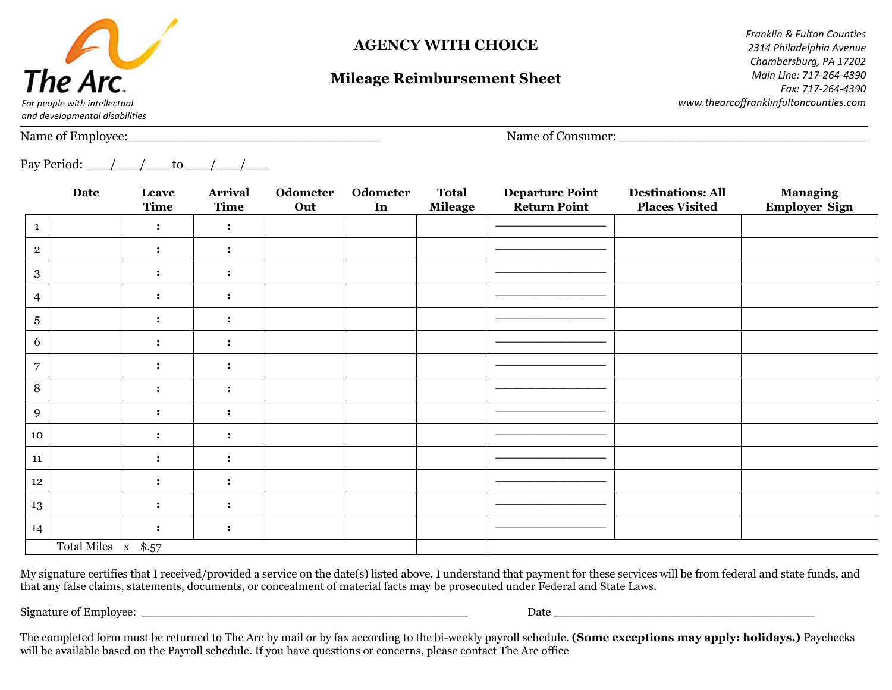The Arc
For people with intellectual and developmental disabilities

# AGENCY WITH CHOICE

## Mileage Reimbursement Sheet

*Franklin & Fulton Counties*
*2314 Philadelphia Avenue*
*Chambersburg, PA 17202*
*Main Line: 717-264-4390*
*Fax: 717-264-4390*
*www.thearcoffranklinfultoncounties.com*

Name of Employee: ________________________________ Name of Consumer: ________________________________

Pay Period: ___/___/___ to ___/___/___

| | Date | Leave Time | Arrival Time | Odometer Out | Odometer In | Total Mileage | Departure Point Return Point | Destinations: All Places Visited | Managing Employer Sign |
|---|---|---|---|---|---|---|---|---|---|
| 1 | | : | : | | | | ______________ | | |
| 2 | | : | : | | | | ______________ | | |
| 3 | | : | : | | | | ______________ | | |
| 4 | | : | : | | | | ______________ | | |
| 5 | | : | : | | | | ______________ | | |
| 6 | | : | : | | | | ______________ | | |
| 7 | | : | : | | | | ______________ | | |
| 8 | | : | : | | | | ______________ | | |
| 9 | | : | : | | | | ______________ | | |
| 10 | | : | : | | | | ______________ | | |
| 11 | | : | : | | | | ______________ | | |
| 12 | | : | : | | | | ______________ | | |
| 13 | | : | : | | | | ______________ | | |
| 14 | | : | : | | | | ______________ | | |
| | Total Miles x $.57 | | | | | | | | |

My signature certifies that I received/provided a service on the date(s) listed above. I understand that payment for these services will be from federal and state funds, and that any false claims, statements, documents, or concealment of material facts may be prosecuted under Federal and State Laws.

Signature of Employee: ________________________________________ Date ________________________________

The completed form must be returned to The Arc by mail or by fax according to the bi-weekly payroll schedule. **(Some exceptions may apply: holidays.)** Paychecks will be available based on the Payroll schedule. If you have questions or concerns, please contact The Arc office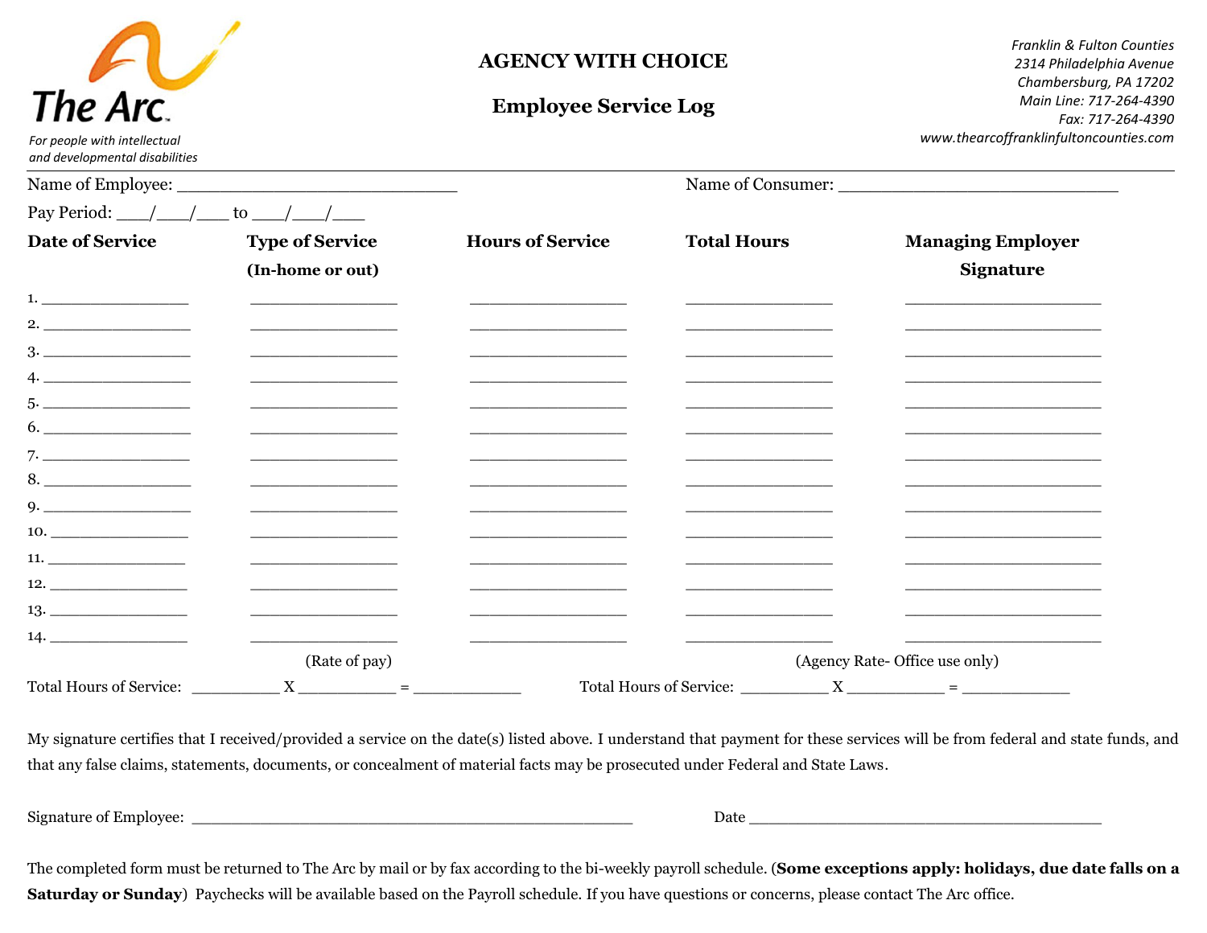The Arc.
*For people with intellectual and developmental disabilities*

# AGENCY WITH CHOICE

## Employee Service Log

*Franklin & Fulton Counties*
*2314 Philadelphia Avenue*
*Chambersburg, PA 17202*
*Main Line: 717-264-4390*
*Fax: 717-264-4390*
*www.thearcoffranklinfultoncounties.com*

---

Name of Employee: ____________________________ Name of Consumer: ____________________________

Pay Period: ___/___/___ to ___/___/___

| Date of Service | Type of Service (In-home or out) | Hours of Service | Total Hours | Managing Employer Signature |
|---|---|---|---|---|
| 1. ________ | ________ | ________ | ________ | ________ |
| 2. ________ | ________ | ________ | ________ | ________ |
| 3. ________ | ________ | ________ | ________ | ________ |
| 4. ________ | ________ | ________ | ________ | ________ |
| 5. ________ | ________ | ________ | ________ | ________ |
| 6. ________ | ________ | ________ | ________ | ________ |
| 7. ________ | ________ | ________ | ________ | ________ |
| 8. ________ | ________ | ________ | ________ | ________ |
| 9. ________ | ________ | ________ | ________ | ________ |
| 10. ________ | ________ | ________ | ________ | ________ |
| 11. ________ | ________ | ________ | ________ | ________ |
| 12. ________ | ________ | ________ | ________ | ________ |
| 13. ________ | ________ | ________ | ________ | ________ |
| 14. ________ | ________ | ________ | ________ | ________ |

Total Hours of Service: __________ X ___________ (Rate of pay) = ____________

Total Hours of Service: __________ X ___________ (Agency Rate- Office use only) = ____________

My signature certifies that I received/provided a service on the date(s) listed above. I understand that payment for these services will be from federal and state funds, and that any false claims, statements, documents, or concealment of material facts may be prosecuted under Federal and State Laws.

Signature of Employee: ______________________________________ Date ______________________________

The completed form must be returned to The Arc by mail or by fax according to the bi-weekly payroll schedule. (**Some exceptions apply: holidays, due date falls on a Saturday or Sunday**) Paychecks will be available based on the Payroll schedule. If you have questions or concerns, please contact The Arc office.